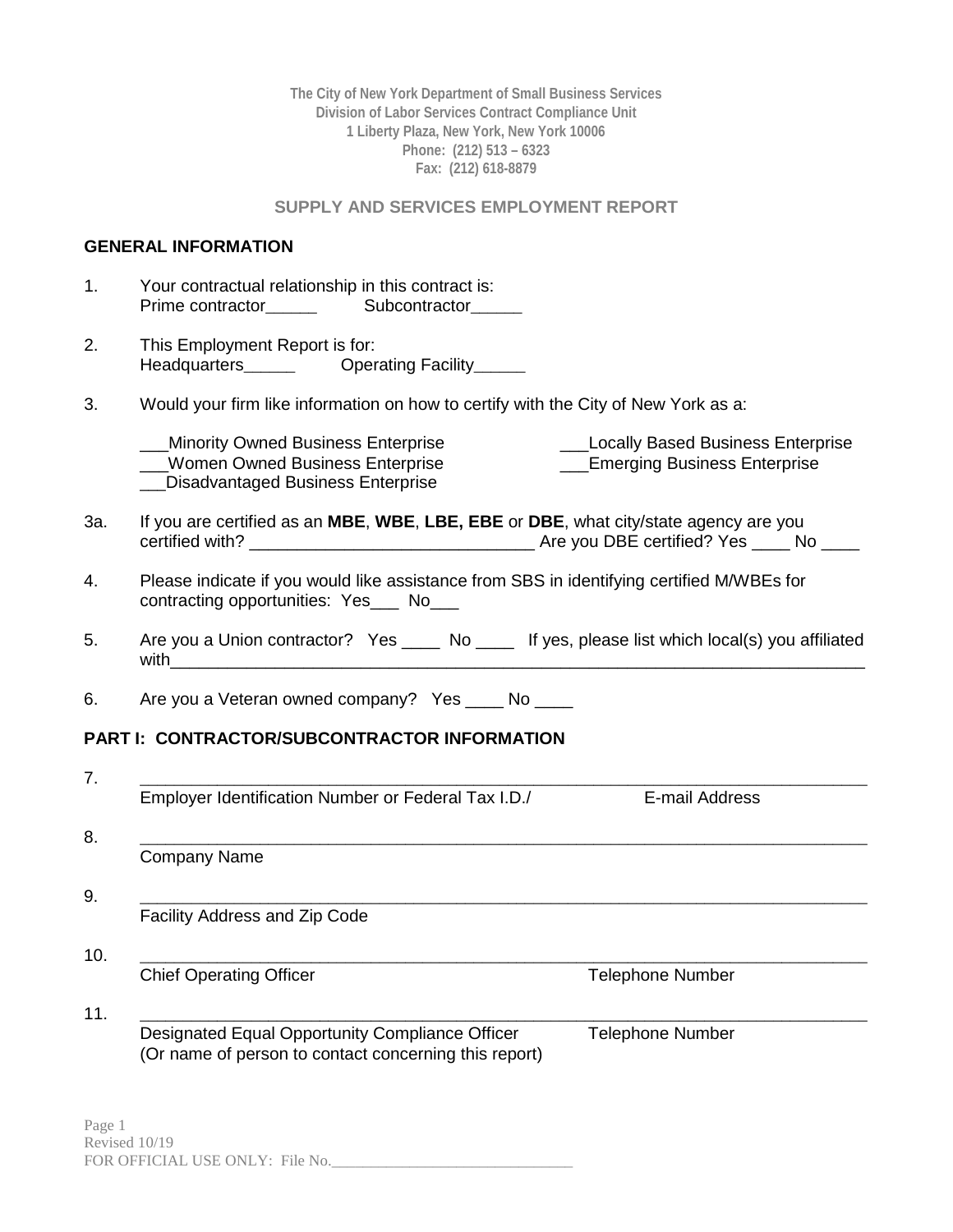The City of New York Department of Small Business Services
Division of Labor Services Contract Compliance Unit
1 Liberty Plaza, New York, New York 10006
Phone: (212) 513 – 6323
Fax: (212) 618-8879

## SUPPLY AND SERVICES EMPLOYMENT REPORT

### GENERAL INFORMATION

1. Your contractual relationship in this contract is:
   Prime contractor_____ Subcontractor_____

2. This Employment Report is for:
   Headquarters_____ Operating Facility_____

3. Would your firm like information on how to certify with the City of New York as a:

   ___Minority Owned Business Enterprise
   ___Women Owned Business Enterprise
   __Disadvantaged Business Enterprise
   ___Locally Based Business Enterprise
   ___Emerging Business Enterprise

3a. If you are certified as an **MBE**, **WBE**, **LBE, EBE** or **DBE**, what city/state agency are you certified with? _____________________________ Are you DBE certified? Yes ____ No ____

4. Please indicate if you would like assistance from SBS in identifying certified M/WBEs for contracting opportunities: Yes___ No___

5. Are you a Union contractor? Yes ____ No ____ If yes, please list which local(s) you affiliated with_____________________________________________________________________________

6. Are you a Veteran owned company? Yes ____ No ____

### PART I: CONTRACTOR/SUBCONTRACTOR INFORMATION

7. _____________________________________________________________________________
   Employer Identification Number or Federal Tax I.D./ E-mail Address

8. _____________________________________________________________________________
   Company Name

9. _____________________________________________________________________________
   Facility Address and Zip Code

10. _____________________________________________________________________________
    Chief Operating Officer Telephone Number

11. _____________________________________________________________________________
    Designated Equal Opportunity Compliance Officer Telephone Number
    (Or name of person to contact concerning this report)

Revised 10/19
FOR OFFICIAL USE ONLY: File No.______________________________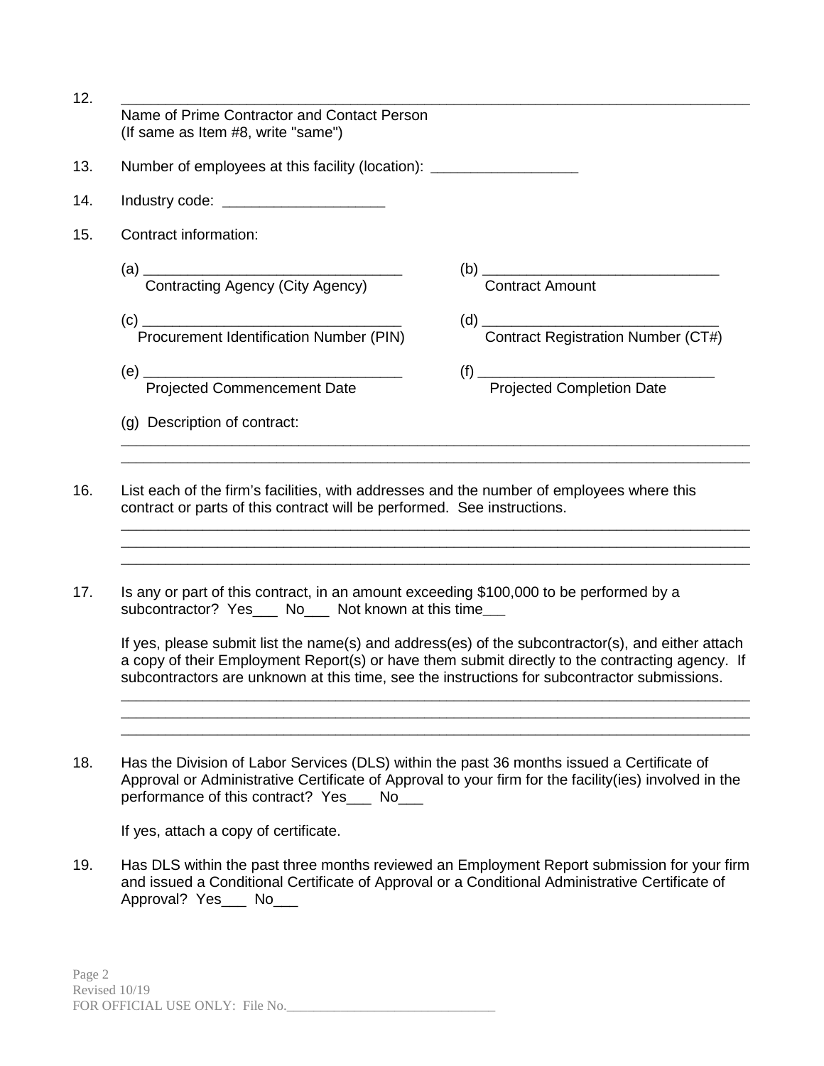12. \_\_\_\_\_\_\_\_\_\_\_\_\_\_\_\_\_\_\_\_\_\_\_\_\_\_\_\_\_\_\_\_\_\_\_\_\_\_\_\_\_\_\_\_\_\_\_\_\_\_\_\_\_\_\_\_\_\_\_\_\_\_\_\_\_\_\_\_\_\_
    Name of Prime Contractor and Contact Person
    (If same as Item #8, write "same")

13. Number of employees at this facility (location): ______________________

14. Industry code: ______________________

15. Contract information:

    (a) ________________________________ Contracting Agency (City Agency)

    (b) ________________________________ Contract Amount

    (c) ________________________________ Procurement Identification Number (PIN)

    (d) ________________________________ Contract Registration Number (CT#)

    (e) ________________________________ Projected Commencement Date

    (f) ________________________________ Projected Completion Date

    (g) Description of contract:
    ________________________________________________________________________________
    ________________________________________________________________________________

16. List each of the firm's facilities, with addresses and the number of employees where this contract or parts of this contract will be performed. See instructions.
    ________________________________________________________________________________
    ________________________________________________________________________________
    ________________________________________________________________________________

17. Is any or part of this contract, in an amount exceeding $100,000 to be performed by a subcontractor? Yes___ No___ Not known at this time___

    If yes, please submit list the name(s) and address(es) of the subcontractor(s), and either attach a copy of their Employment Report(s) or have them submit directly to the contracting agency. If subcontractors are unknown at this time, see the instructions for subcontractor submissions.
    ________________________________________________________________________________
    ________________________________________________________________________________
    ________________________________________________________________________________

18. Has the Division of Labor Services (DLS) within the past 36 months issued a Certificate of Approval or Administrative Certificate of Approval to your firm for the facility(ies) involved in the performance of this contract? Yes___ No___

    If yes, attach a copy of certificate.

19. Has DLS within the past three months reviewed an Employment Report submission for your firm and issued a Conditional Certificate of Approval or a Conditional Administrative Certificate of Approval? Yes___ No___

Revised 10/19
FOR OFFICIAL USE ONLY: File No.______________________________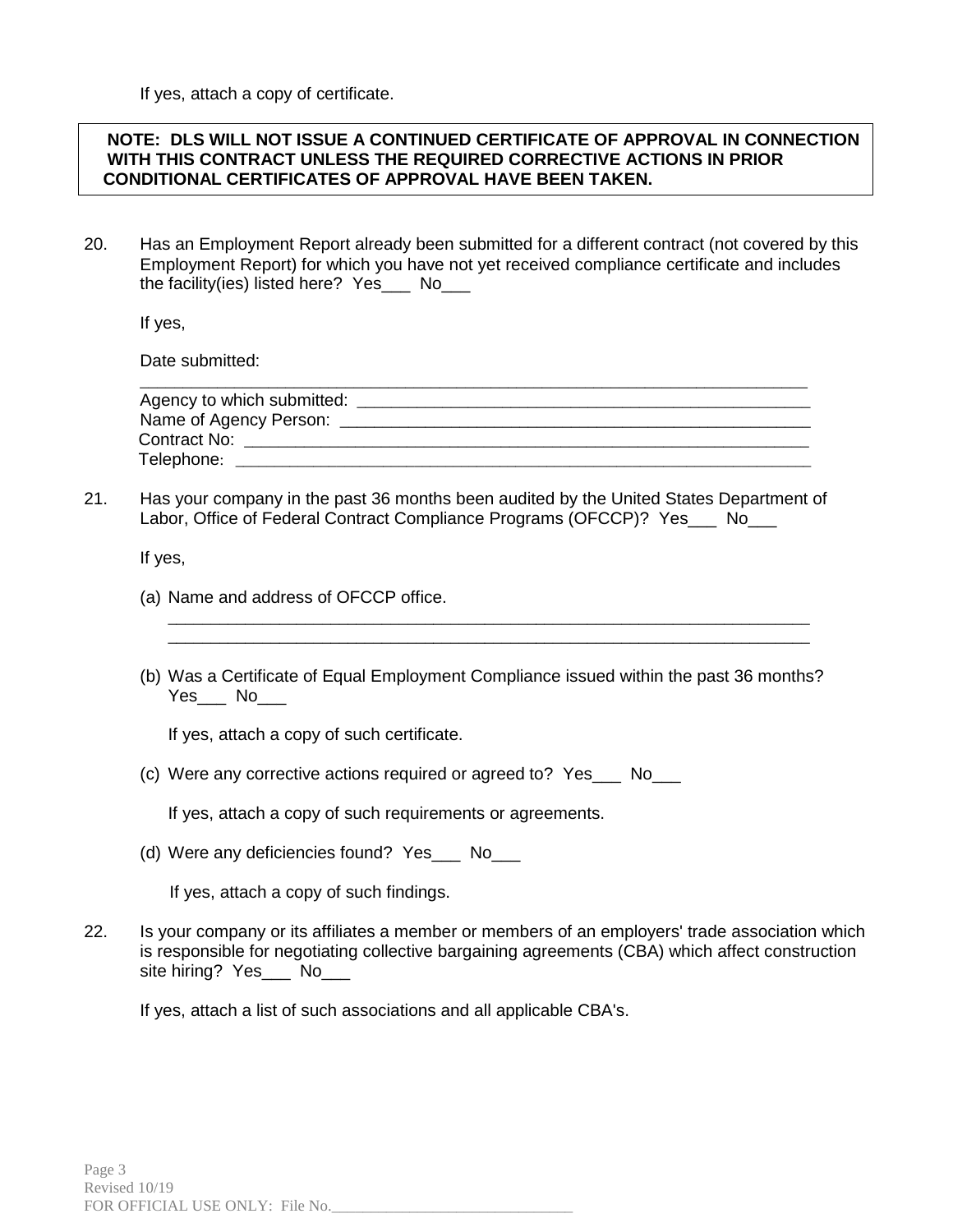If yes, attach a copy of certificate.

> **NOTE: DLS WILL NOT ISSUE A CONTINUED CERTIFICATE OF APPROVAL IN CONNECTION WITH THIS CONTRACT UNLESS THE REQUIRED CORRECTIVE ACTIONS IN PRIOR CONDITIONAL CERTIFICATES OF APPROVAL HAVE BEEN TAKEN.**

20. Has an Employment Report already been submitted for a different contract (not covered by this Employment Report) for which you have not yet received compliance certificate and includes the facility(ies) listed here? Yes___ No___

    If yes,

    Date submitted:
    ___________________________________________________________________________
    Agency to which submitted: ___________________________________________________
    Name of Agency Person: ______________________________________________________
    Contract No: _____________________________________________________________
    Telephone: _______________________________________________________________

21. Has your company in the past 36 months been audited by the United States Department of Labor, Office of Federal Contract Compliance Programs (OFCCP)? Yes___ No___

    If yes,

    (a) Name and address of OFCCP office.
    ___________________________________________________________________________
    ___________________________________________________________________________

    (b) Was a Certificate of Equal Employment Compliance issued within the past 36 months? Yes___ No___

    If yes, attach a copy of such certificate.

    (c) Were any corrective actions required or agreed to? Yes___ No___

    If yes, attach a copy of such requirements or agreements.

    (d) Were any deficiencies found? Yes___ No___

    If yes, attach a copy of such findings.

22. Is your company or its affiliates a member or members of an employers' trade association which is responsible for negotiating collective bargaining agreements (CBA) which affect construction site hiring? Yes___ No___

    If yes, attach a list of such associations and all applicable CBA's.

Revised 10/19
FOR OFFICIAL USE ONLY: File No.______________________________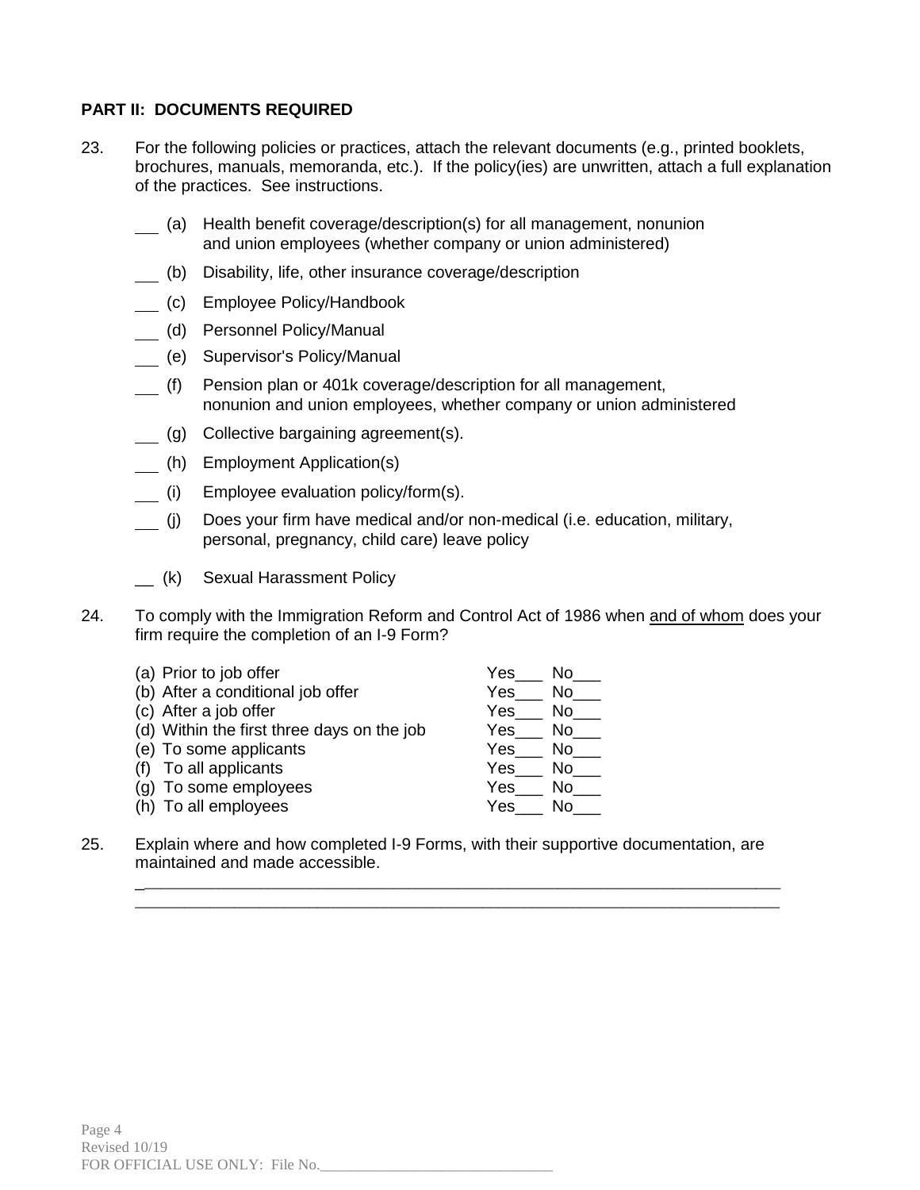**PART II: DOCUMENTS REQUIRED**

23. For the following policies or practices, attach the relevant documents (e.g., printed booklets, brochures, manuals, memoranda, etc.). If the policy(ies) are unwritten, attach a full explanation of the practices. See instructions.

___ (a) Health benefit coverage/description(s) for all management, nonunion and union employees (whether company or union administered)

___ (b) Disability, life, other insurance coverage/description

___ (c) Employee Policy/Handbook

___ (d) Personnel Policy/Manual

___ (e) Supervisor's Policy/Manual

___ (f) Pension plan or 401k coverage/description for all management, nonunion and union employees, whether company or union administered

___ (g) Collective bargaining agreement(s).

___ (h) Employment Application(s)

___ (i) Employee evaluation policy/form(s).

___ (j) Does your firm have medical and/or non-medical (i.e. education, military, personal, pregnancy, child care) leave policy

__ (k) Sexual Harassment Policy

24. To comply with the Immigration Reform and Control Act of 1986 when <u>and of whom</u> does your firm require the completion of an I-9 Form?

(a) Prior to job offer Yes___ No___
(b) After a conditional job offer Yes___ No___
(c) After a job offer Yes___ No___
(d) Within the first three days on the job Yes___ No___
(e) To some applicants Yes___ No___
(f) To all applicants Yes___ No___
(g) To some employees Yes___ No___
(h) To all employees Yes___ No___

25. Explain where and how completed I-9 Forms, with their supportive documentation, are maintained and made accessible.

___________________________________________________________________________
___________________________________________________________________________

FOR OFFICIAL USE ONLY: File No.______________________________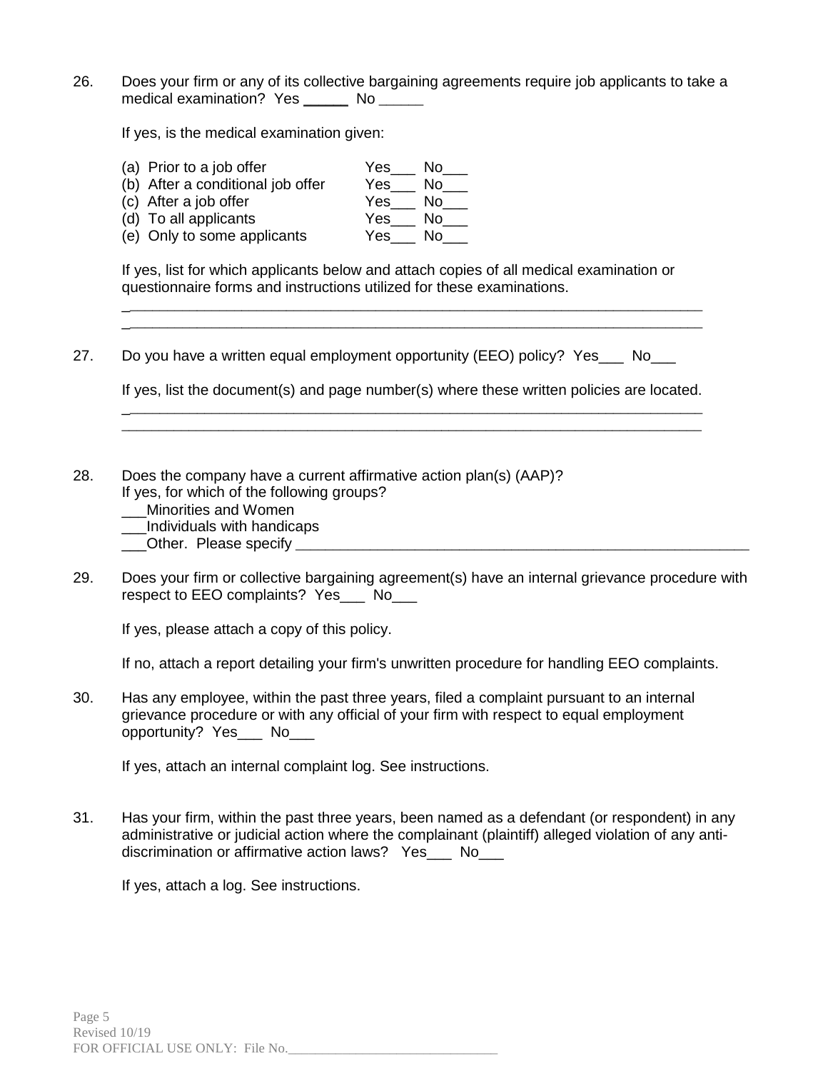26. Does your firm or any of its collective bargaining agreements require job applicants to take a medical examination? Yes _____ No _____

If yes, is the medical examination given:

(a) Prior to a job offer Yes___ No___
(b) After a conditional job offer Yes___ No___
(c) After a job offer Yes___ No___
(d) To all applicants Yes___ No___
(e) Only to some applicants Yes___ No___

If yes, list for which applicants below and attach copies of all medical examination or questionnaire forms and instructions utilized for these examinations.

______________________________________________________________________________
______________________________________________________________________________

27. Do you have a written equal employment opportunity (EEO) policy? Yes___ No___

If yes, list the document(s) and page number(s) where these written policies are located.

______________________________________________________________________________
______________________________________________________________________________

28. Does the company have a current affirmative action plan(s) (AAP)?
If yes, for which of the following groups?
___Minorities and Women
___Individuals with handicaps
___Other. Please specify ____________________________________________________________

29. Does your firm or collective bargaining agreement(s) have an internal grievance procedure with respect to EEO complaints? Yes___ No___

If yes, please attach a copy of this policy.

If no, attach a report detailing your firm's unwritten procedure for handling EEO complaints.

30. Has any employee, within the past three years, filed a complaint pursuant to an internal grievance procedure or with any official of your firm with respect to equal employment opportunity? Yes___ No___

If yes, attach an internal complaint log. See instructions.

31. Has your firm, within the past three years, been named as a defendant (or respondent) in any administrative or judicial action where the complainant (plaintiff) alleged violation of any anti-discrimination or affirmative action laws? Yes___ No___

If yes, attach a log. See instructions.

Revised 10/19
FOR OFFICIAL USE ONLY: File No.______________________________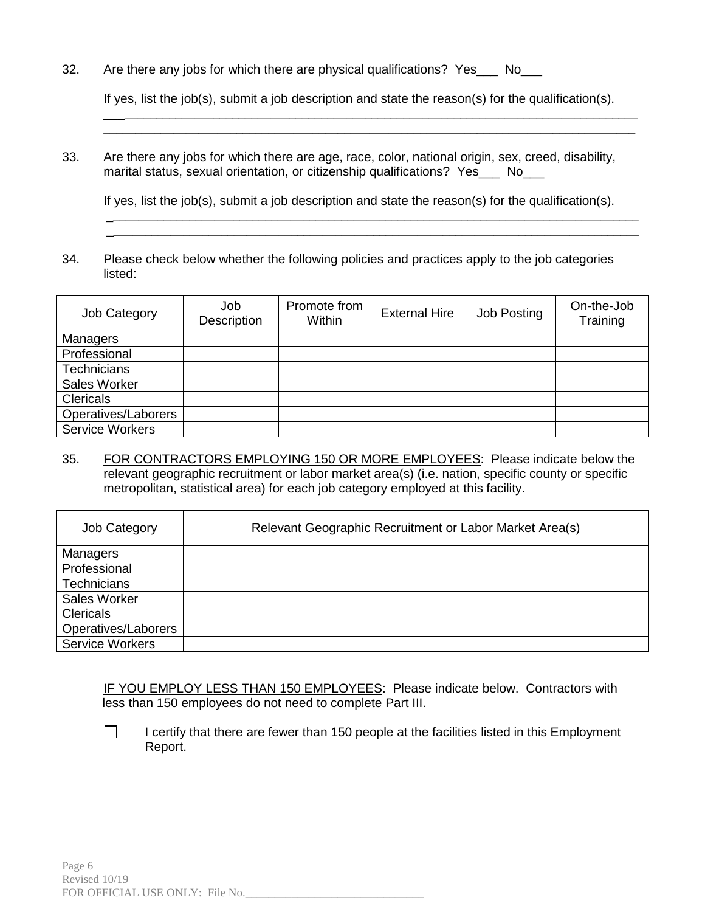32. Are there any jobs for which there are physical qualifications? Yes___ No___

    If yes, list the job(s), submit a job description and state the reason(s) for the qualification(s).
    ______________________________________________________________________________
    ______________________________________________________________________________

33. Are there any jobs for which there are age, race, color, national origin, sex, creed, disability, marital status, sexual orientation, or citizenship qualifications? Yes___ No___

    If yes, list the job(s), submit a job description and state the reason(s) for the qualification(s).
    ______________________________________________________________________________
    ______________________________________________________________________________

34. Please check below whether the following policies and practices apply to the job categories listed:

| Job Category | Job Description | Promote from Within | External Hire | Job Posting | On-the-Job Training |
|---|---|---|---|---|---|
| Managers | | | | | |
| Professional | | | | | |
| Technicians | | | | | |
| Sales Worker | | | | | |
| Clericals | | | | | |
| Operatives/Laborers | | | | | |
| Service Workers | | | | | |

35. <u>FOR CONTRACTORS EMPLOYING 150 OR MORE EMPLOYEES</u>: Please indicate below the relevant geographic recruitment or labor market area(s) (i.e. nation, specific county or specific metropolitan, statistical area) for each job category employed at this facility.

| Job Category | Relevant Geographic Recruitment or Labor Market Area(s) |
|---|---|
| Managers | |
| Professional | |
| Technicians | |
| Sales Worker | |
| Clericals | |
| Operatives/Laborers | |
| Service Workers | |

<u>IF YOU EMPLOY LESS THAN 150 EMPLOYEES</u>: Please indicate below. Contractors with less than 150 employees do not need to complete Part III.

☐ I certify that there are fewer than 150 people at the facilities listed in this Employment Report.

Revised 10/19
FOR OFFICIAL USE ONLY: File No.______________________________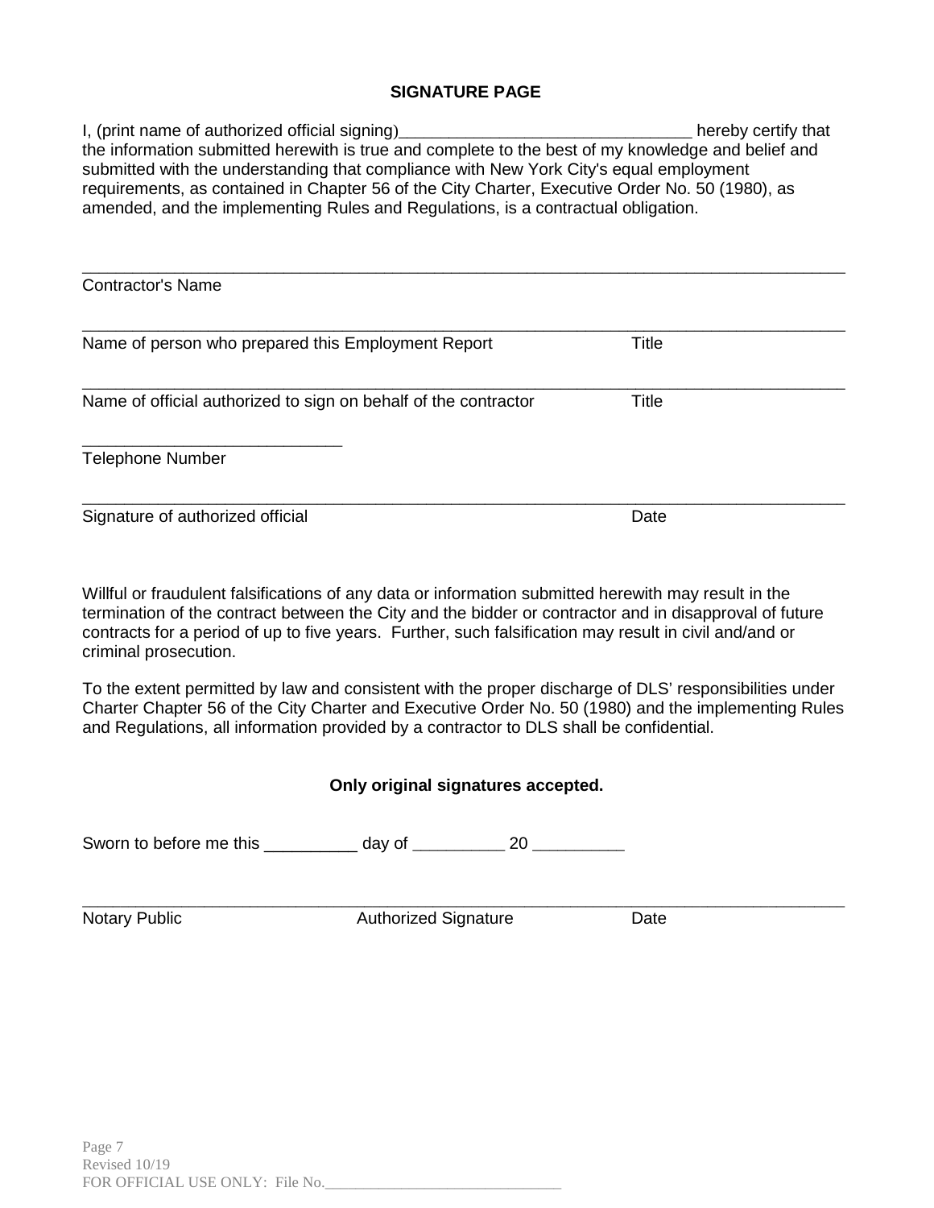**SIGNATURE PAGE**

I, (print name of authorized official signing)________________________________ hereby certify that the information submitted herewith is true and complete to the best of my knowledge and belief and submitted with the understanding that compliance with New York City's equal employment requirements, as contained in Chapter 56 of the City Charter, Executive Order No. 50 (1980), as amended, and the implementing Rules and Regulations, is a contractual obligation.

_____________________________________________________________________________________
Contractor's Name

_____________________________________________________________________________________
Name of person who prepared this Employment Report                Title

_____________________________________________________________________________________
Name of official authorized to sign on behalf of the contractor                Title

_____________________________
Telephone Number

_____________________________________________________________________________________
Signature of authorized official                Date

Willful or fraudulent falsifications of any data or information submitted herewith may result in the termination of the contract between the City and the bidder or contractor and in disapproval of future contracts for a period of up to five years. Further, such falsification may result in civil and/and or criminal prosecution.

To the extent permitted by law and consistent with the proper discharge of DLS' responsibilities under Charter Chapter 56 of the City Charter and Executive Order No. 50 (1980) and the implementing Rules and Regulations, all information provided by a contractor to DLS shall be confidential.

**Only original signatures accepted.**

Sworn to before me this __________ day of __________ 20 __________

_____________________________________________________________________________________
Notary Public                Authorized Signature                Date

Revised 10/19
FOR OFFICIAL USE ONLY: File No.______________________________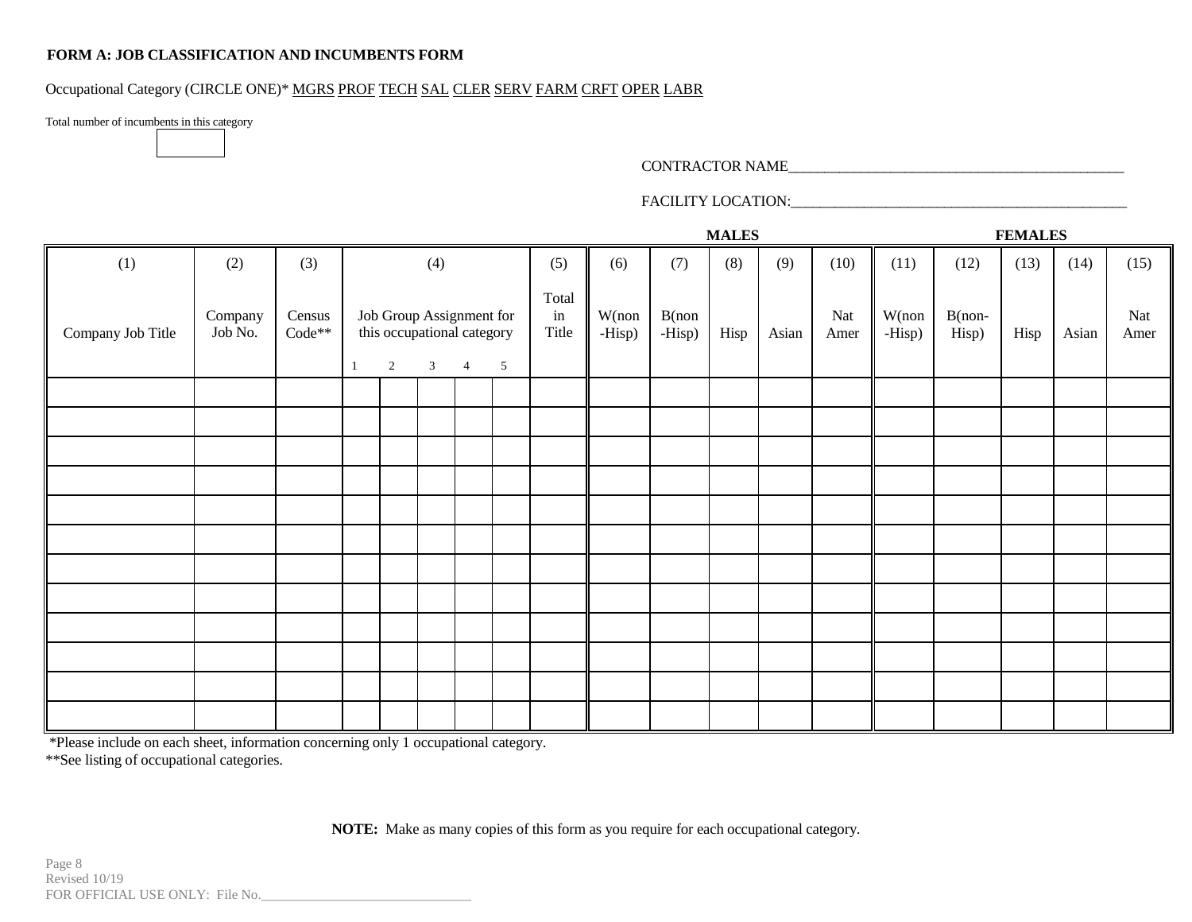**FORM A: JOB CLASSIFICATION AND INCUMBENTS FORM**

Occupational Category (CIRCLE ONE)* MGRS PROF TECH SAL CLER SERV FARM CRFT OPER LABR

Total number of incumbents in this category

CONTRACTOR NAME_____________________________________________

FACILITY LOCATION:___________________________________________

| (1) | (2) | (3) | (4) | | | | | (5) | MALES (6) | (7) | (8) | (9) | (10) | FEMALES (11) | (12) | (13) | (14) | (15) |
|---|---|---|---|---|---|---|---|---|---|---|---|---|---|---|---|---|---|---|
| Company Job Title | Company Job No. | Census Code** | Job Group Assignment for this occupational category | | | | | Total in Title | W(non -Hisp) | B(non -Hisp) | Hisp | Asian | Nat Amer | W(non -Hisp) | B(non-Hisp) | Hisp | Asian | Nat Amer |
| | | | 1 | 2 | 3 | 4 | 5 | | | | | | | | | | | |
| | | | | | | | | | | | | | | | | | | |
| | | | | | | | | | | | | | | | | | | |
| | | | | | | | | | | | | | | | | | | |
| | | | | | | | | | | | | | | | | | | |
| | | | | | | | | | | | | | | | | | | |
| | | | | | | | | | | | | | | | | | | |
| | | | | | | | | | | | | | | | | | | |
| | | | | | | | | | | | | | | | | | | |
| | | | | | | | | | | | | | | | | | | |
| | | | | | | | | | | | | | | | | | | |
| | | | | | | | | | | | | | | | | | | |
| | | | | | | | | | | | | | | | | | | |

*Please include on each sheet, information concerning only 1 occupational category.

**See listing of occupational categories.

**NOTE:** Make as many copies of this form as you require for each occupational category.

Revised 10/19

FOR OFFICIAL USE ONLY: File No.______________________________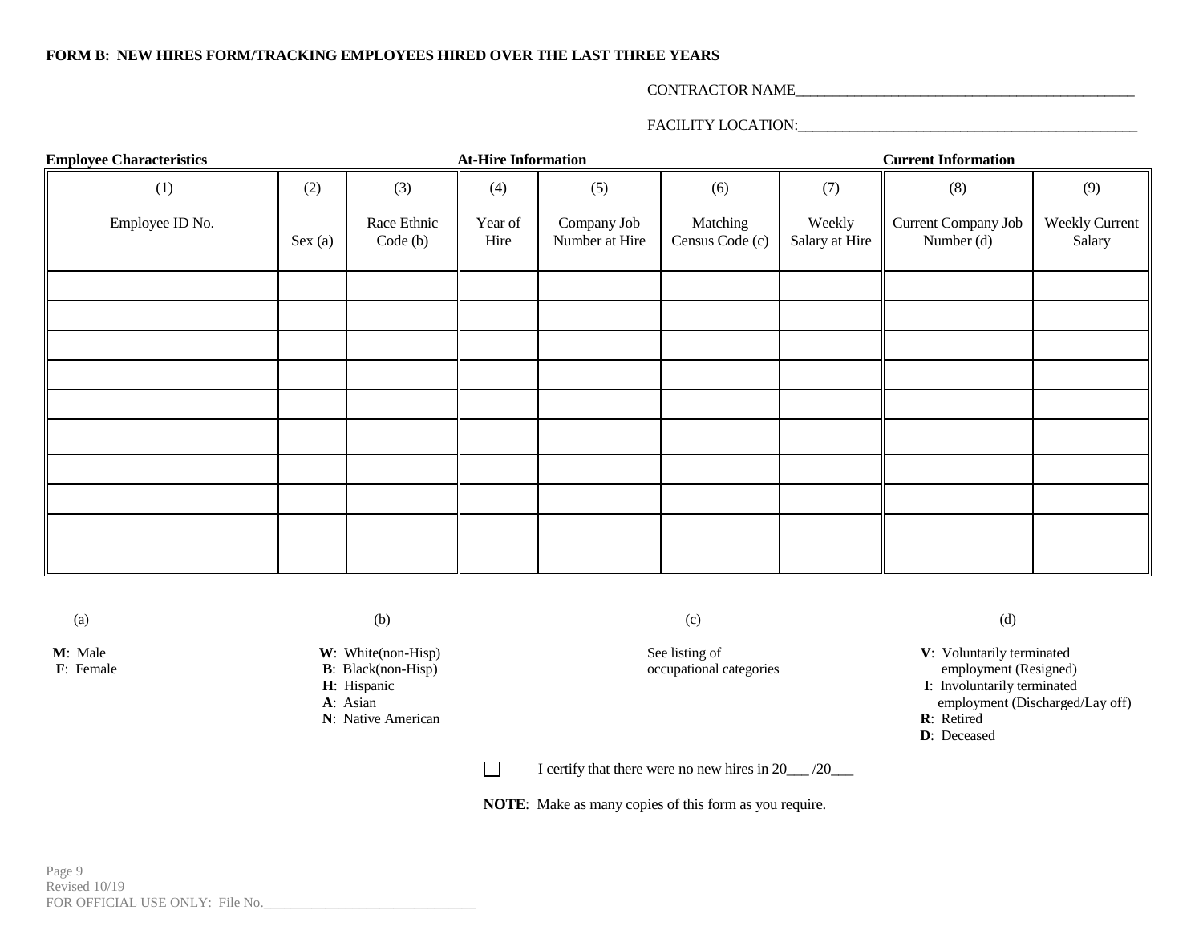**FORM B: NEW HIRES FORM/TRACKING EMPLOYEES HIRED OVER THE LAST THREE YEARS**

CONTRACTOR NAME_______________________________________________

FACILITY LOCATION:_______________________________________________

| Employee Characteristics | | | At-Hire Information | | | | Current Information | |
|---|---|---|---|---|---|---|---|---|
| (1) Employee ID No. | (2) Sex (a) | (3) Race Ethnic Code (b) | (4) Year of Hire | (5) Company Job Number at Hire | (6) Matching Census Code (c) | (7) Weekly Salary at Hire | (8) Current Company Job Number (d) | (9) Weekly Current Salary |
| | | | | | | | | |
| | | | | | | | | |
| | | | | | | | | |
| | | | | | | | | |
| | | | | | | | | |
| | | | | | | | | |
| | | | | | | | | |
| | | | | | | | | |
| | | | | | | | | |
| | | | | | | | | |

(a)

**M**: Male
**F**: Female

(b)

**W**: White(non-Hisp)
**B**: Black(non-Hisp)
**H**: Hispanic
**A**: Asian
**N**: Native American

(c)

See listing of occupational categories

(d)

**V**: Voluntarily terminated employment (Resigned)
**I**: Involuntarily terminated employment (Discharged/Lay off)
**R**: Retired
**D**: Deceased

☐ I certify that there were no new hires in 20___ /20___

**NOTE**: Make as many copies of this form as you require.

Revised 10/19

FOR OFFICIAL USE ONLY: File No.________________________________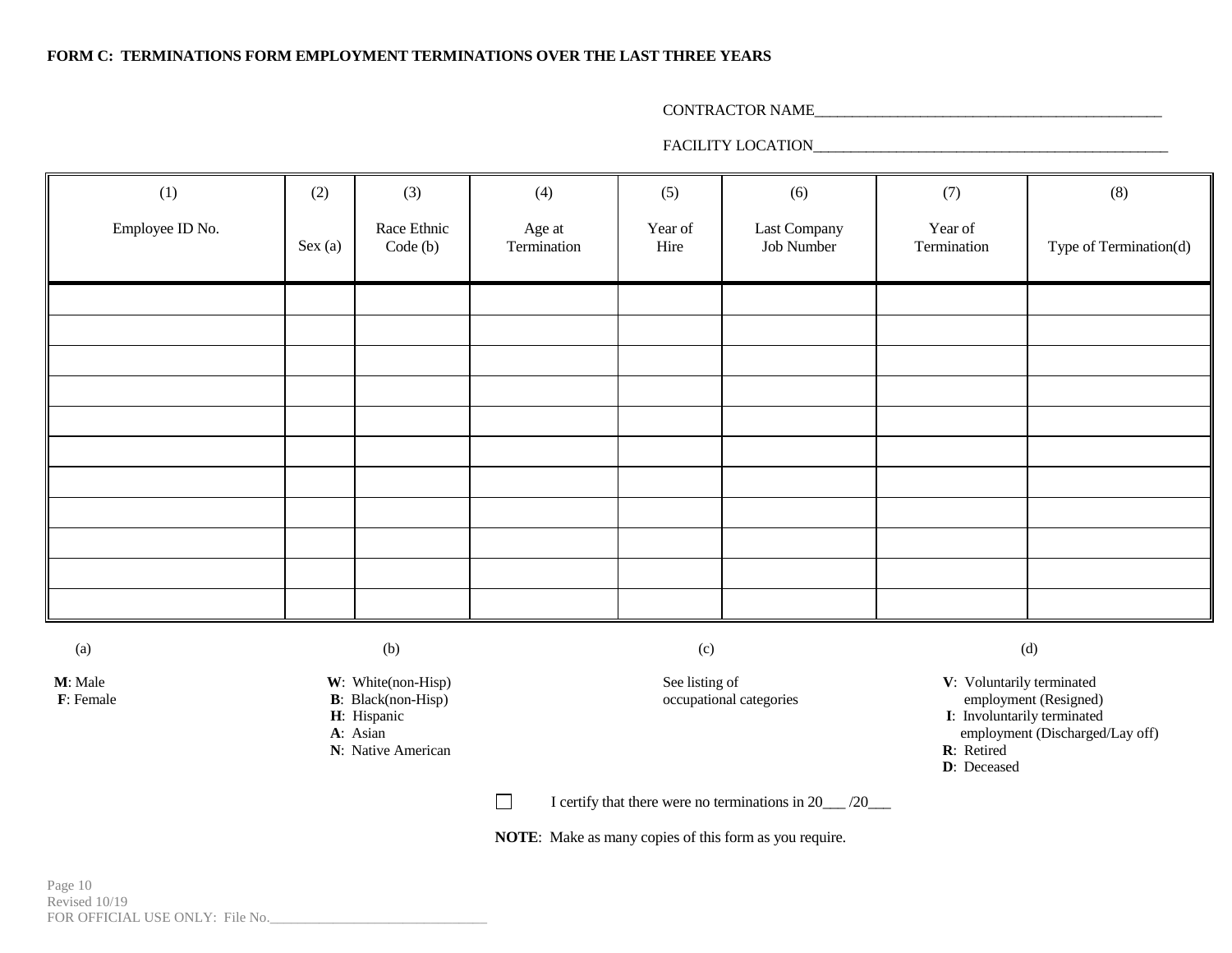**FORM C: TERMINATIONS FORM EMPLOYMENT TERMINATIONS OVER THE LAST THREE YEARS**

CONTRACTOR NAME_______________________________________________

FACILITY LOCATION_______________________________________________

| (1)<br>Employee ID No. | (2)<br>Sex (a) | (3)<br>Race Ethnic Code (b) | (4)<br>Age at Termination | (5)<br>Year of Hire | (6)<br>Last Company Job Number | (7)<br>Year of Termination | (8)<br>Type of Termination(d) |
|---|---|---|---|---|---|---|---|
| | | | | | | | |
| | | | | | | | |
| | | | | | | | |
| | | | | | | | |
| | | | | | | | |
| | | | | | | | |
| | | | | | | | |
| | | | | | | | |
| | | | | | | | |
| | | | | | | | |
| | | | | | | | |

(a)

**M**: Male
**F**: Female

(b)

**W**: White(non-Hisp)
**B**: Black(non-Hisp)
**H**: Hispanic
**A**: Asian
**N**: Native American

(c)

See listing of occupational categories

(d)

**V**: Voluntarily terminated employment (Resigned)
**I**: Involuntarily terminated employment (Discharged/Lay off)
**R**: Retired
**D**: Deceased

☐ I certify that there were no terminations in 20___ /20___

**NOTE**: Make as many copies of this form as you require.

Revised 10/19
FOR OFFICIAL USE ONLY: File No._______________________________